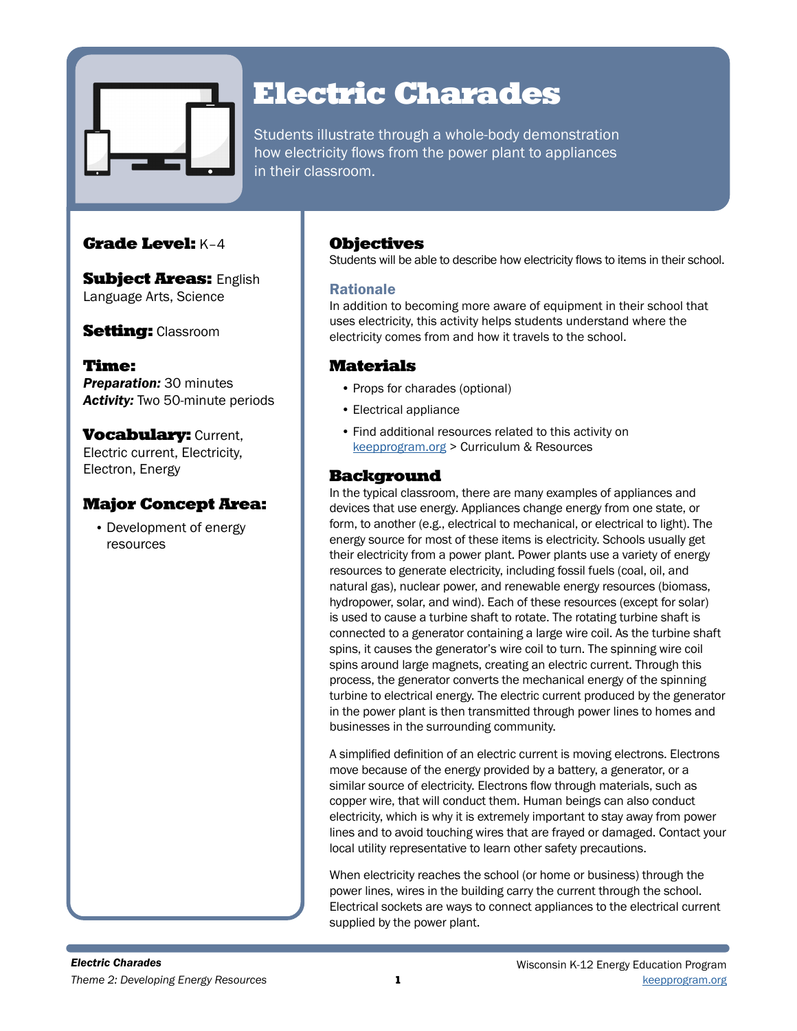# Electric Charades

Students illustrate through a whole-body demonstration how electricity flows from the power plant to appliances in their classroom.

**Grade Level:** K–4

**Subject Areas:** English Language Arts, Science

**Setting:** Classroom

**Time:**
***Preparation:*** 30 minutes
***Activity:*** Two 50-minute periods

**Vocabulary:** Current, Electric current, Electricity, Electron, Energy

**Major Concept Area:**

- Development of energy resources

## Objectives

Students will be able to describe how electricity flows to items in their school.

### Rationale

In addition to becoming more aware of equipment in their school that uses electricity, this activity helps students understand where the electricity comes from and how it travels to the school.

## Materials

- Props for charades (optional)
- Electrical appliance
- Find additional resources related to this activity on keepprogram.org > Curriculum & Resources

## Background

In the typical classroom, there are many examples of appliances and devices that use energy. Appliances change energy from one state, or form, to another (e.g., electrical to mechanical, or electrical to light). The energy source for most of these items is electricity. Schools usually get their electricity from a power plant. Power plants use a variety of energy resources to generate electricity, including fossil fuels (coal, oil, and natural gas), nuclear power, and renewable energy resources (biomass, hydropower, solar, and wind). Each of these resources (except for solar) is used to cause a turbine shaft to rotate. The rotating turbine shaft is connected to a generator containing a large wire coil. As the turbine shaft spins, it causes the generator's wire coil to turn. The spinning wire coil spins around large magnets, creating an electric current. Through this process, the generator converts the mechanical energy of the spinning turbine to electrical energy. The electric current produced by the generator in the power plant is then transmitted through power lines to homes and businesses in the surrounding community.

A simplified definition of an electric current is moving electrons. Electrons move because of the energy provided by a battery, a generator, or a similar source of electricity. Electrons flow through materials, such as copper wire, that will conduct them. Human beings can also conduct electricity, which is why it is extremely important to stay away from power lines and to avoid touching wires that are frayed or damaged. Contact your local utility representative to learn other safety precautions.

When electricity reaches the school (or home or business) through the power lines, wires in the building carry the current through the school. Electrical sockets are ways to connect appliances to the electrical current supplied by the power plant.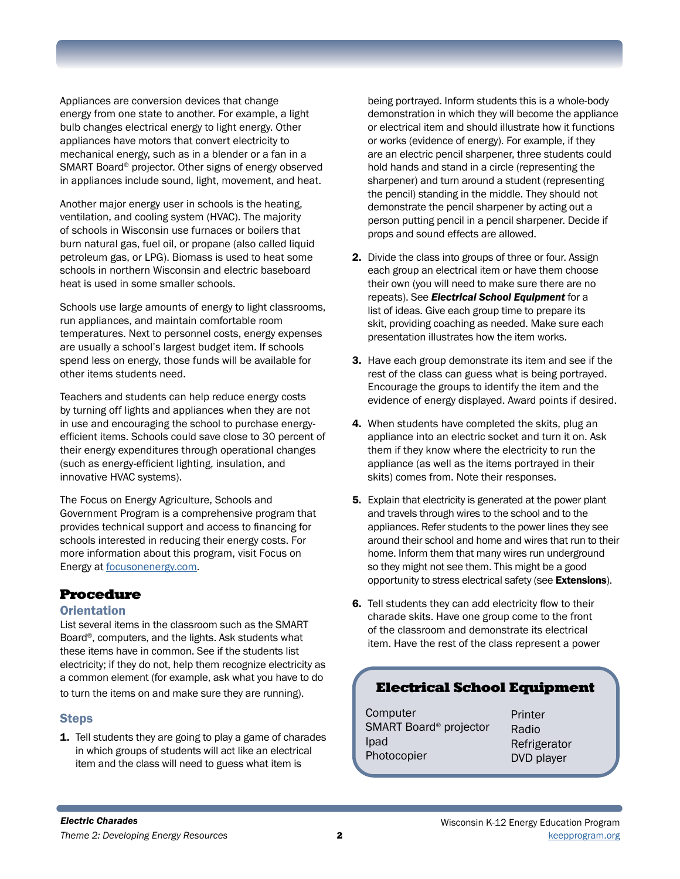Appliances are conversion devices that change energy from one state to another. For example, a light bulb changes electrical energy to light energy. Other appliances have motors that convert electricity to mechanical energy, such as in a blender or a fan in a SMART Board® projector. Other signs of energy observed in appliances include sound, light, movement, and heat.

Another major energy user in schools is the heating, ventilation, and cooling system (HVAC). The majority of schools in Wisconsin use furnaces or boilers that burn natural gas, fuel oil, or propane (also called liquid petroleum gas, or LPG). Biomass is used to heat some schools in northern Wisconsin and electric baseboard heat is used in some smaller schools.

Schools use large amounts of energy to light classrooms, run appliances, and maintain comfortable room temperatures. Next to personnel costs, energy expenses are usually a school's largest budget item. If schools spend less on energy, those funds will be available for other items students need.

Teachers and students can help reduce energy costs by turning off lights and appliances when they are not in use and encouraging the school to purchase energy-efficient items. Schools could save close to 30 percent of their energy expenditures through operational changes (such as energy-efficient lighting, insulation, and innovative HVAC systems).

The Focus on Energy Agriculture, Schools and Government Program is a comprehensive program that provides technical support and access to financing for schools interested in reducing their energy costs. For more information about this program, visit Focus on Energy at focusonenergy.com.

# Procedure

## Orientation

List several items in the classroom such as the SMART Board®, computers, and the lights. Ask students what these items have in common. See if the students list electricity; if they do not, help them recognize electricity as a common element (for example, ask what you have to do to turn the items on and make sure they are running).

## Steps

1. Tell students they are going to play a game of charades in which groups of students will act like an electrical item and the class will need to guess what item is being portrayed. Inform students this is a whole-body demonstration in which they will become the appliance or electrical item and should illustrate how it functions or works (evidence of energy). For example, if they are an electric pencil sharpener, three students could hold hands and stand in a circle (representing the sharpener) and turn around a student (representing the pencil) standing in the middle. They should not demonstrate the pencil sharpener by acting out a person putting pencil in a pencil sharpener. Decide if props and sound effects are allowed.
2. Divide the class into groups of three or four. Assign each group an electrical item or have them choose their own (you will need to make sure there are no repeats). See ***Electrical School Equipment*** for a list of ideas. Give each group time to prepare its skit, providing coaching as needed. Make sure each presentation illustrates how the item works.
3. Have each group demonstrate its item and see if the rest of the class can guess what is being portrayed. Encourage the groups to identify the item and the evidence of energy displayed. Award points if desired.
4. When students have completed the skits, plug an appliance into an electric socket and turn it on. Ask them if they know where the electricity to run the appliance (as well as the items portrayed in their skits) comes from. Note their responses.
5. Explain that electricity is generated at the power plant and travels through wires to the school and to the appliances. Refer students to the power lines they see around their school and home and wires that run to their home. Inform them that many wires run underground so they might not see them. This might be a good opportunity to stress electrical safety (see **Extensions**).
6. Tell students they can add electricity flow to their charade skits. Have one group come to the front of the classroom and demonstrate its electrical item. Have the rest of the class represent a power

### Electrical School Equipment

- Computer
- SMART Board® projector
- Ipad
- Photocopier
- Printer
- Radio
- Refrigerator
- DVD player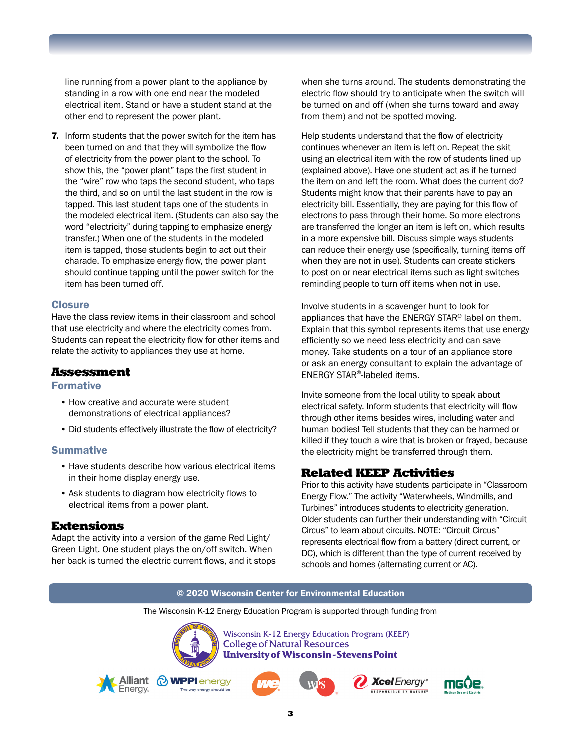line running from a power plant to the appliance by standing in a row with one end near the modeled electrical item. Stand or have a student stand at the other end to represent the power plant.

7. Inform students that the power switch for the item has been turned on and that they will symbolize the flow of electricity from the power plant to the school. To show this, the "power plant" taps the first student in the "wire" row who taps the second student, who taps the third, and so on until the last student in the row is tapped. This last student taps one of the students in the modeled electrical item. (Students can also say the word "electricity" during tapping to emphasize energy transfer.) When one of the students in the modeled item is tapped, those students begin to act out their charade. To emphasize energy flow, the power plant should continue tapping until the power switch for the item has been turned off.

### Closure

Have the class review items in their classroom and school that use electricity and where the electricity comes from. Students can repeat the electricity flow for other items and relate the activity to appliances they use at home.

## Assessment

### Formative

- How creative and accurate were student demonstrations of electrical appliances?
- Did students effectively illustrate the flow of electricity?

### Summative

- Have students describe how various electrical items in their home display energy use.
- Ask students to diagram how electricity flows to electrical items from a power plant.

## Extensions

Adapt the activity into a version of the game Red Light/Green Light. One student plays the on/off switch. When her back is turned the electric current flows, and it stops when she turns around. The students demonstrating the electric flow should try to anticipate when the switch will be turned on and off (when she turns toward and away from them) and not be spotted moving.

Help students understand that the flow of electricity continues whenever an item is left on. Repeat the skit using an electrical item with the row of students lined up (explained above). Have one student act as if he turned the item on and left the room. What does the current do? Students might know that their parents have to pay an electricity bill. Essentially, they are paying for this flow of electrons to pass through their home. So more electrons are transferred the longer an item is left on, which results in a more expensive bill. Discuss simple ways students can reduce their energy use (specifically, turning items off when they are not in use). Students can create stickers to post on or near electrical items such as light switches reminding people to turn off items when not in use.

Involve students in a scavenger hunt to look for appliances that have the ENERGY STAR® label on them. Explain that this symbol represents items that use energy efficiently so we need less electricity and can save money. Take students on a tour of an appliance store or ask an energy consultant to explain the advantage of ENERGY STAR®-labeled items.

Invite someone from the local utility to speak about electrical safety. Inform students that electricity will flow through other items besides wires, including water and human bodies! Tell students that they can be harmed or killed if they touch a wire that is broken or frayed, because the electricity might be transferred through them.

## Related KEEP Activities

Prior to this activity have students participate in "Classroom Energy Flow." The activity "Waterwheels, Windmills, and Turbines" introduces students to electricity generation. Older students can further their understanding with "Circuit Circus" to learn about circuits. NOTE: "Circuit Circus" represents electrical flow from a battery (direct current, or DC), which is different than the type of current received by schools and homes (alternating current or AC).

**© 2020 Wisconsin Center for Environmental Education**

The Wisconsin K-12 Energy Education Program is supported through funding from

Wisconsin K-12 Energy Education Program (KEEP)
College of Natural Resources
**University of Wisconsin-Stevens Point**

Alliant Energy. WPPI energy — The way energy should be. We. WPS. Xcel Energy — Responsible by Nature. MGE — Madison Gas and Electric